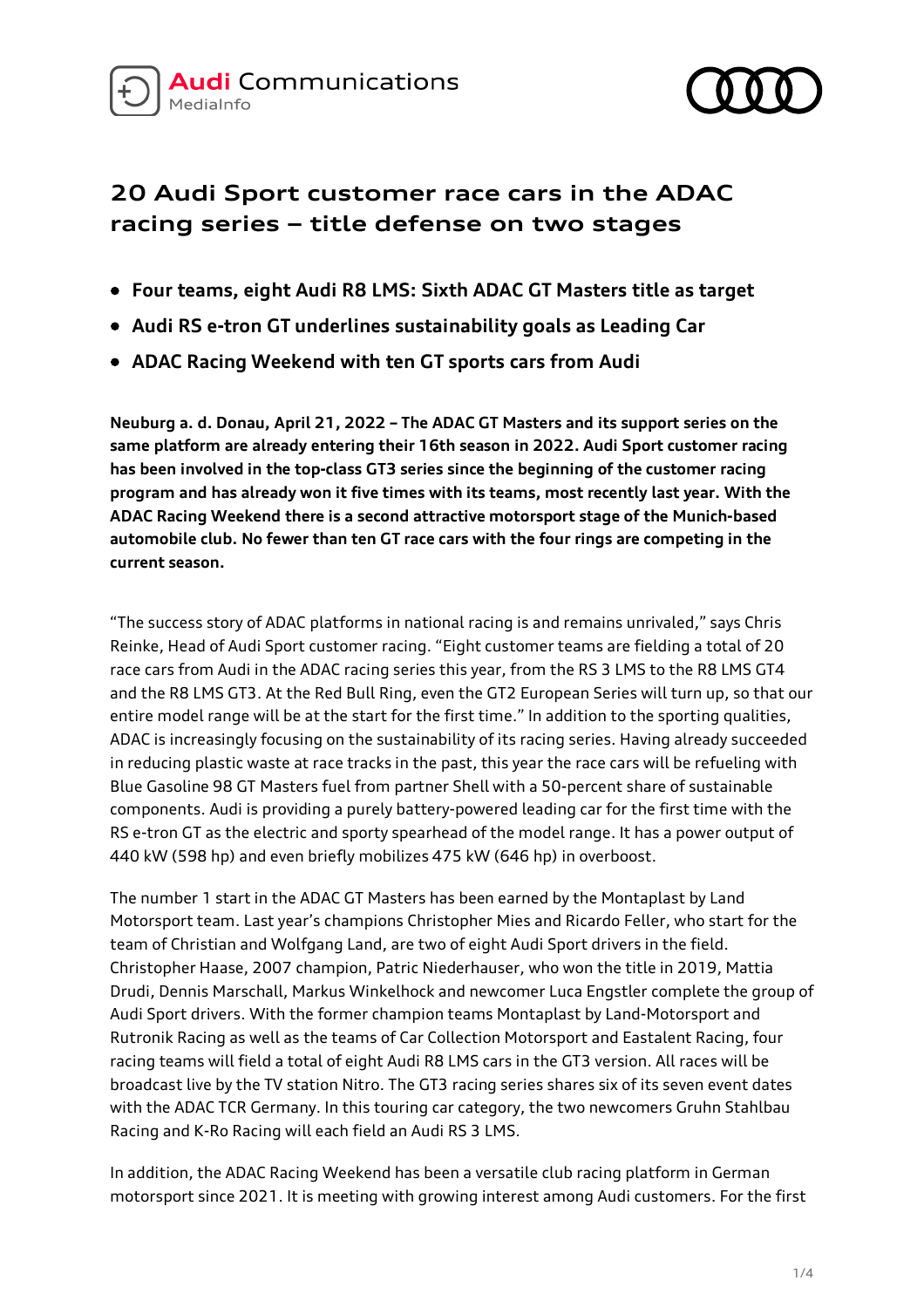# 20 Audi Sport customer race cars in the ADAC racing series – title defense on two stages

- **Four teams, eight Audi R8 LMS: Sixth ADAC GT Masters title as target**
- **Audi RS e-tron GT underlines sustainability goals as Leading Car**
- **ADAC Racing Weekend with ten GT sports cars from Audi**

**Neuburg a. d. Donau, April 21, 2022 – The ADAC GT Masters and its support series on the same platform are already entering their 16th season in 2022. Audi Sport customer racing has been involved in the top-class GT3 series since the beginning of the customer racing program and has already won it five times with its teams, most recently last year. With the ADAC Racing Weekend there is a second attractive motorsport stage of the Munich-based automobile club. No fewer than ten GT race cars with the four rings are competing in the current season.**

"The success story of ADAC platforms in national racing is and remains unrivaled," says Chris Reinke, Head of Audi Sport customer racing. "Eight customer teams are fielding a total of 20 race cars from Audi in the ADAC racing series this year, from the RS 3 LMS to the R8 LMS GT4 and the R8 LMS GT3. At the Red Bull Ring, even the GT2 European Series will turn up, so that our entire model range will be at the start for the first time." In addition to the sporting qualities, ADAC is increasingly focusing on the sustainability of its racing series. Having already succeeded in reducing plastic waste at race tracks in the past, this year the race cars will be refueling with Blue Gasoline 98 GT Masters fuel from partner Shell with a 50-percent share of sustainable components. Audi is providing a purely battery-powered leading car for the first time with the RS e-tron GT as the electric and sporty spearhead of the model range. It has a power output of 440 kW (598 hp) and even briefly mobilizes 475 kW (646 hp) in overboost.

The number 1 start in the ADAC GT Masters has been earned by the Montaplast by Land Motorsport team. Last year's champions Christopher Mies and Ricardo Feller, who start for the team of Christian and Wolfgang Land, are two of eight Audi Sport drivers in the field. Christopher Haase, 2007 champion, Patric Niederhauser, who won the title in 2019, Mattia Drudi, Dennis Marschall, Markus Winkelhock and newcomer Luca Engstler complete the group of Audi Sport drivers. With the former champion teams Montaplast by Land-Motorsport and Rutronik Racing as well as the teams of Car Collection Motorsport and Eastalent Racing, four racing teams will field a total of eight Audi R8 LMS cars in the GT3 version. All races will be broadcast live by the TV station Nitro. The GT3 racing series shares six of its seven event dates with the ADAC TCR Germany. In this touring car category, the two newcomers Gruhn Stahlbau Racing and K-Ro Racing will each field an Audi RS 3 LMS.

In addition, the ADAC Racing Weekend has been a versatile club racing platform in German motorsport since 2021. It is meeting with growing interest among Audi customers. For the first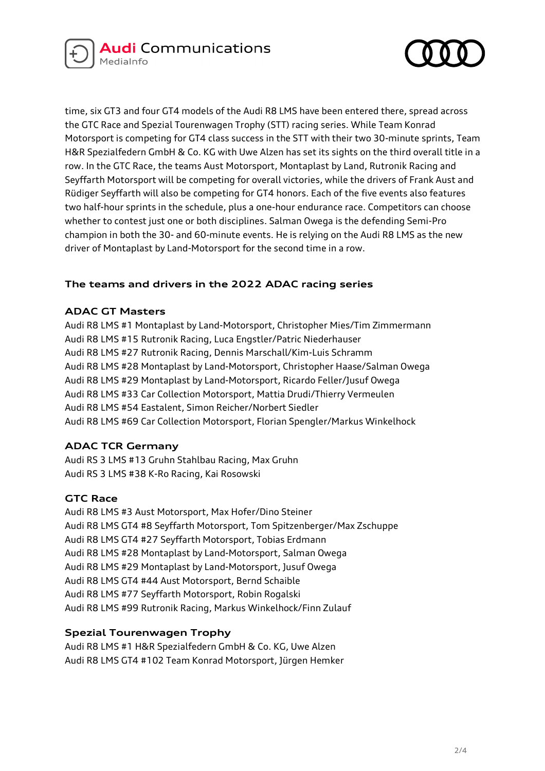time, six GT3 and four GT4 models of the Audi R8 LMS have been entered there, spread across the GTC Race and Spezial Tourenwagen Trophy (STT) racing series. While Team Konrad Motorsport is competing for GT4 class success in the STT with their two 30-minute sprints, Team H&R Spezialfedern GmbH & Co. KG with Uwe Alzen has set its sights on the third overall title in a row. In the GTC Race, the teams Aust Motorsport, Montaplast by Land, Rutronik Racing and Seyffarth Motorsport will be competing for overall victories, while the drivers of Frank Aust and Rüdiger Seyffarth will also be competing for GT4 honors. Each of the five events also features two half-hour sprints in the schedule, plus a one-hour endurance race. Competitors can choose whether to contest just one or both disciplines. Salman Owega is the defending Semi-Pro champion in both the 30- and 60-minute events. He is relying on the Audi R8 LMS as the new driver of Montaplast by Land-Motorsport for the second time in a row.

## The teams and drivers in the 2022 ADAC racing series

### ADAC GT Masters

Audi R8 LMS #1 Montaplast by Land-Motorsport, Christopher Mies/Tim Zimmermann
Audi R8 LMS #15 Rutronik Racing, Luca Engstler/Patric Niederhauser
Audi R8 LMS #27 Rutronik Racing, Dennis Marschall/Kim-Luis Schramm
Audi R8 LMS #28 Montaplast by Land-Motorsport, Christopher Haase/Salman Owega
Audi R8 LMS #29 Montaplast by Land-Motorsport, Ricardo Feller/Jusuf Owega
Audi R8 LMS #33 Car Collection Motorsport, Mattia Drudi/Thierry Vermeulen
Audi R8 LMS #54 Eastalent, Simon Reicher/Norbert Siedler
Audi R8 LMS #69 Car Collection Motorsport, Florian Spengler/Markus Winkelhock

### ADAC TCR Germany

Audi RS 3 LMS #13 Gruhn Stahlbau Racing, Max Gruhn
Audi RS 3 LMS #38 K-Ro Racing, Kai Rosowski

### GTC Race

Audi R8 LMS #3 Aust Motorsport, Max Hofer/Dino Steiner
Audi R8 LMS GT4 #8 Seyffarth Motorsport, Tom Spitzenberger/Max Zschuppe
Audi R8 LMS GT4 #27 Seyffarth Motorsport, Tobias Erdmann
Audi R8 LMS #28 Montaplast by Land-Motorsport, Salman Owega
Audi R8 LMS #29 Montaplast by Land-Motorsport, Jusuf Owega
Audi R8 LMS GT4 #44 Aust Motorsport, Bernd Schaible
Audi R8 LMS #77 Seyffarth Motorsport, Robin Rogalski
Audi R8 LMS #99 Rutronik Racing, Markus Winkelhock/Finn Zulauf

### Spezial Tourenwagen Trophy

Audi R8 LMS #1 H&R Spezialfedern GmbH & Co. KG, Uwe Alzen
Audi R8 LMS GT4 #102 Team Konrad Motorsport, Jürgen Hemker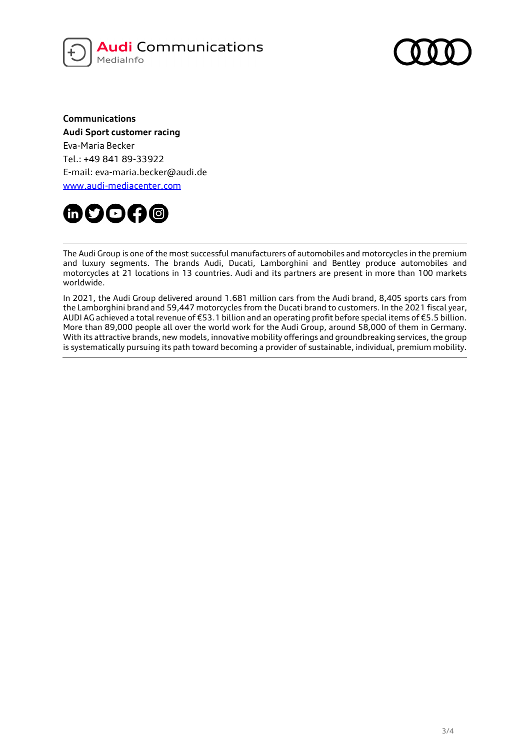**Communications**
**Audi Sport customer racing**
Eva-Maria Becker
Tel.: +49 841 89-33922
E-mail: eva-maria.becker@audi.de
[www.audi-mediacenter.com](http://www.audi-mediacenter.com)

---

The Audi Group is one of the most successful manufacturers of automobiles and motorcycles in the premium and luxury segments. The brands Audi, Ducati, Lamborghini and Bentley produce automobiles and motorcycles at 21 locations in 13 countries. Audi and its partners are present in more than 100 markets worldwide.

In 2021, the Audi Group delivered around 1.681 million cars from the Audi brand, 8,405 sports cars from the Lamborghini brand and 59,447 motorcycles from the Ducati brand to customers. In the 2021 fiscal year, AUDI AG achieved a total revenue of €53.1 billion and an operating profit before special items of €5.5 billion. More than 89,000 people all over the world work for the Audi Group, around 58,000 of them in Germany. With its attractive brands, new models, innovative mobility offerings and groundbreaking services, the group is systematically pursuing its path toward becoming a provider of sustainable, individual, premium mobility.

---